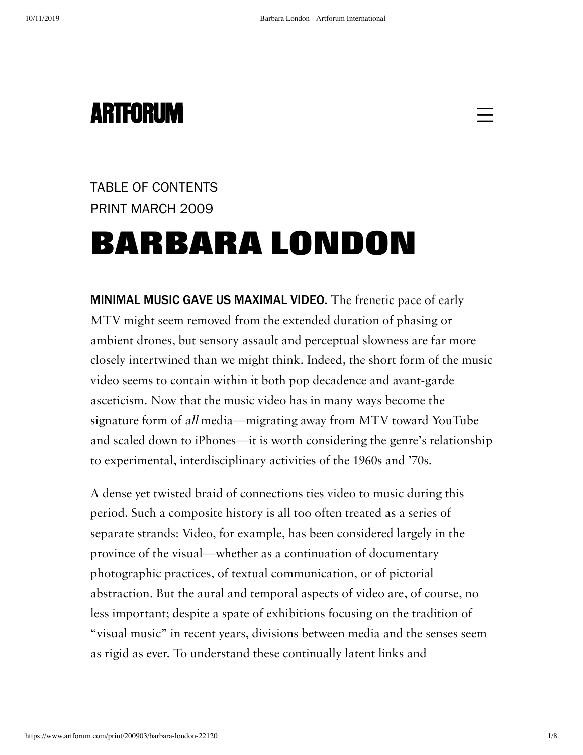ARTFORUM

TABLE OF CONTENTS

PRINT MARCH 2009

# BARBARA LONDON

**MINIMAL MUSIC GAVE US MAXIMAL VIDEO.** The frenetic pace of early MTV might seem removed from the extended duration of phasing or ambient drones, but sensory assault and perceptual slowness are far more closely intertwined than we might think. Indeed, the short form of the music video seems to contain within it both pop decadence and avant-garde asceticism. Now that the music video has in many ways become the signature form of *all* media—migrating away from MTV toward YouTube and scaled down to iPhones—it is worth considering the genre's relationship to experimental, interdisciplinary activities of the 1960s and '70s.

A dense yet twisted braid of connections ties video to music during this period. Such a composite history is all too often treated as a series of separate strands: Video, for example, has been considered largely in the province of the visual—whether as a continuation of documentary photographic practices, of textual communication, or of pictorial abstraction. But the aural and temporal aspects of video are, of course, no less important; despite a spate of exhibitions focusing on the tradition of "visual music" in recent years, divisions between media and the senses seem as rigid as ever. To understand these continually latent links and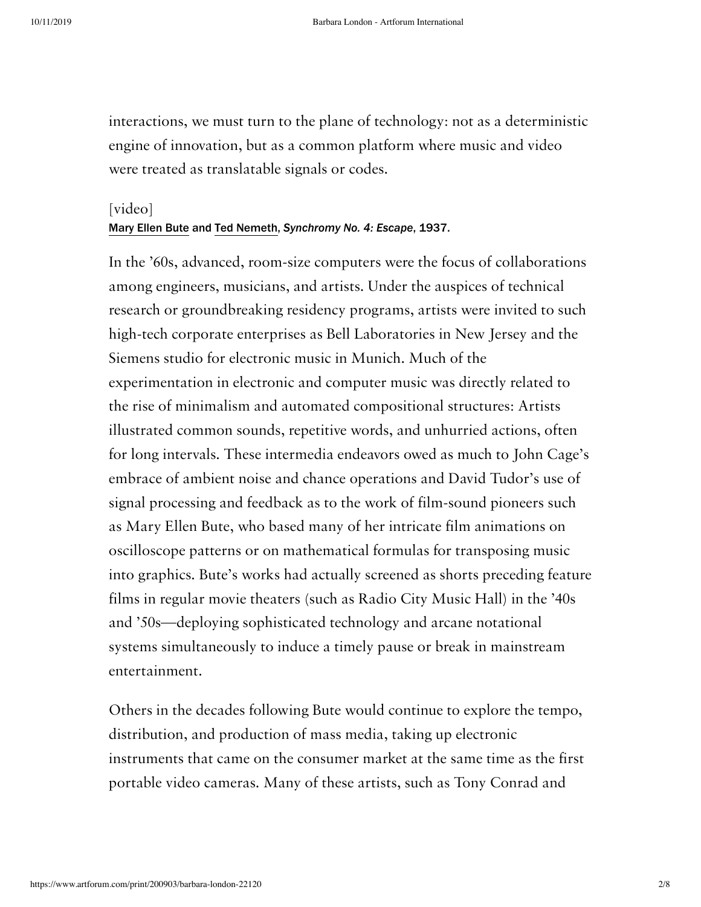interactions, we must turn to the plane of technology: not as a deterministic engine of innovation, but as a common platform where music and video were treated as translatable signals or codes.

[video]

Mary Ellen Bute and Ted Nemeth, *Synchromy No. 4: Escape*, 1937.

In the '60s, advanced, room-size computers were the focus of collaborations among engineers, musicians, and artists. Under the auspices of technical research or groundbreaking residency programs, artists were invited to such high-tech corporate enterprises as Bell Laboratories in New Jersey and the Siemens studio for electronic music in Munich. Much of the experimentation in electronic and computer music was directly related to the rise of minimalism and automated compositional structures: Artists illustrated common sounds, repetitive words, and unhurried actions, often for long intervals. These intermedia endeavors owed as much to John Cage's embrace of ambient noise and chance operations and David Tudor's use of signal processing and feedback as to the work of film-sound pioneers such as Mary Ellen Bute, who based many of her intricate film animations on oscilloscope patterns or on mathematical formulas for transposing music into graphics. Bute's works had actually screened as shorts preceding feature films in regular movie theaters (such as Radio City Music Hall) in the '40s and '50s—deploying sophisticated technology and arcane notational systems simultaneously to induce a timely pause or break in mainstream entertainment.

Others in the decades following Bute would continue to explore the tempo, distribution, and production of mass media, taking up electronic instruments that came on the consumer market at the same time as the first portable video cameras. Many of these artists, such as Tony Conrad and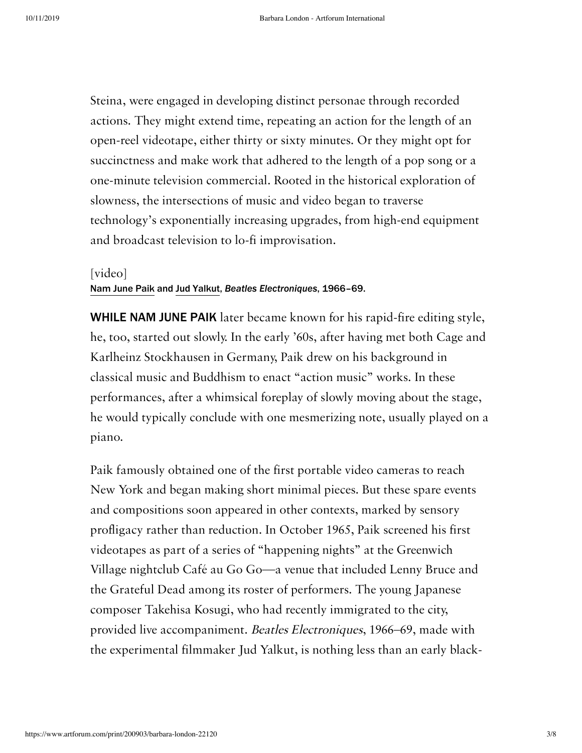Steina, were engaged in developing distinct personae through recorded actions. They might extend time, repeating an action for the length of an open-reel videotape, either thirty or sixty minutes. Or they might opt for succinctness and make work that adhered to the length of a pop song or a one-minute television commercial. Rooted in the historical exploration of slowness, the intersections of music and video began to traverse technology's exponentially increasing upgrades, from high-end equipment and broadcast television to lo-fi improvisation.

[video]

Nam June Paik and Jud Yalkut, *Beatles Electroniques*, 1966–69.

**WHILE NAM JUNE PAIK** later became known for his rapid-fire editing style, he, too, started out slowly. In the early '60s, after having met both Cage and Karlheinz Stockhausen in Germany, Paik drew on his background in classical music and Buddhism to enact "action music" works. In these performances, after a whimsical foreplay of slowly moving about the stage, he would typically conclude with one mesmerizing note, usually played on a piano.

Paik famously obtained one of the first portable video cameras to reach New York and began making short minimal pieces. But these spare events and compositions soon appeared in other contexts, marked by sensory profligacy rather than reduction. In October 1965, Paik screened his first videotapes as part of a series of "happening nights" at the Greenwich Village nightclub Café au Go Go—a venue that included Lenny Bruce and the Grateful Dead among its roster of performers. The young Japanese composer Takehisa Kosugi, who had recently immigrated to the city, provided live accompaniment. *Beatles Electroniques*, 1966–69, made with the experimental filmmaker Jud Yalkut, is nothing less than an early black-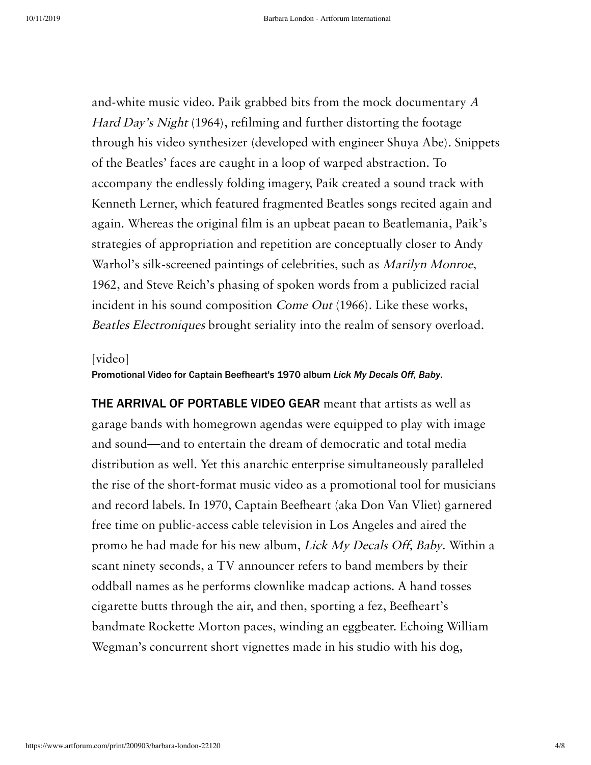and-white music video. Paik grabbed bits from the mock documentary *A Hard Day's Night* (1964), refilming and further distorting the footage through his video synthesizer (developed with engineer Shuya Abe). Snippets of the Beatles' faces are caught in a loop of warped abstraction. To accompany the endlessly folding imagery, Paik created a sound track with Kenneth Lerner, which featured fragmented Beatles songs recited again and again. Whereas the original film is an upbeat paean to Beatlemania, Paik's strategies of appropriation and repetition are conceptually closer to Andy Warhol's silk-screened paintings of celebrities, such as *Marilyn Monroe*, 1962, and Steve Reich's phasing of spoken words from a publicized racial incident in his sound composition *Come Out* (1966). Like these works, *Beatles Electroniques* brought seriality into the realm of sensory overload.

[video]

Promotional Video for Captain Beefheart's 1970 album *Lick My Decals Off, Baby.*

**THE ARRIVAL OF PORTABLE VIDEO GEAR** meant that artists as well as garage bands with homegrown agendas were equipped to play with image and sound—and to entertain the dream of democratic and total media distribution as well. Yet this anarchic enterprise simultaneously paralleled the rise of the short-format music video as a promotional tool for musicians and record labels. In 1970, Captain Beefheart (aka Don Van Vliet) garnered free time on public-access cable television in Los Angeles and aired the promo he had made for his new album, *Lick My Decals Off, Baby*. Within a scant ninety seconds, a TV announcer refers to band members by their oddball names as he performs clownlike madcap actions. A hand tosses cigarette butts through the air, and then, sporting a fez, Beefheart's bandmate Rockette Morton paces, winding an eggbeater. Echoing William Wegman's concurrent short vignettes made in his studio with his dog,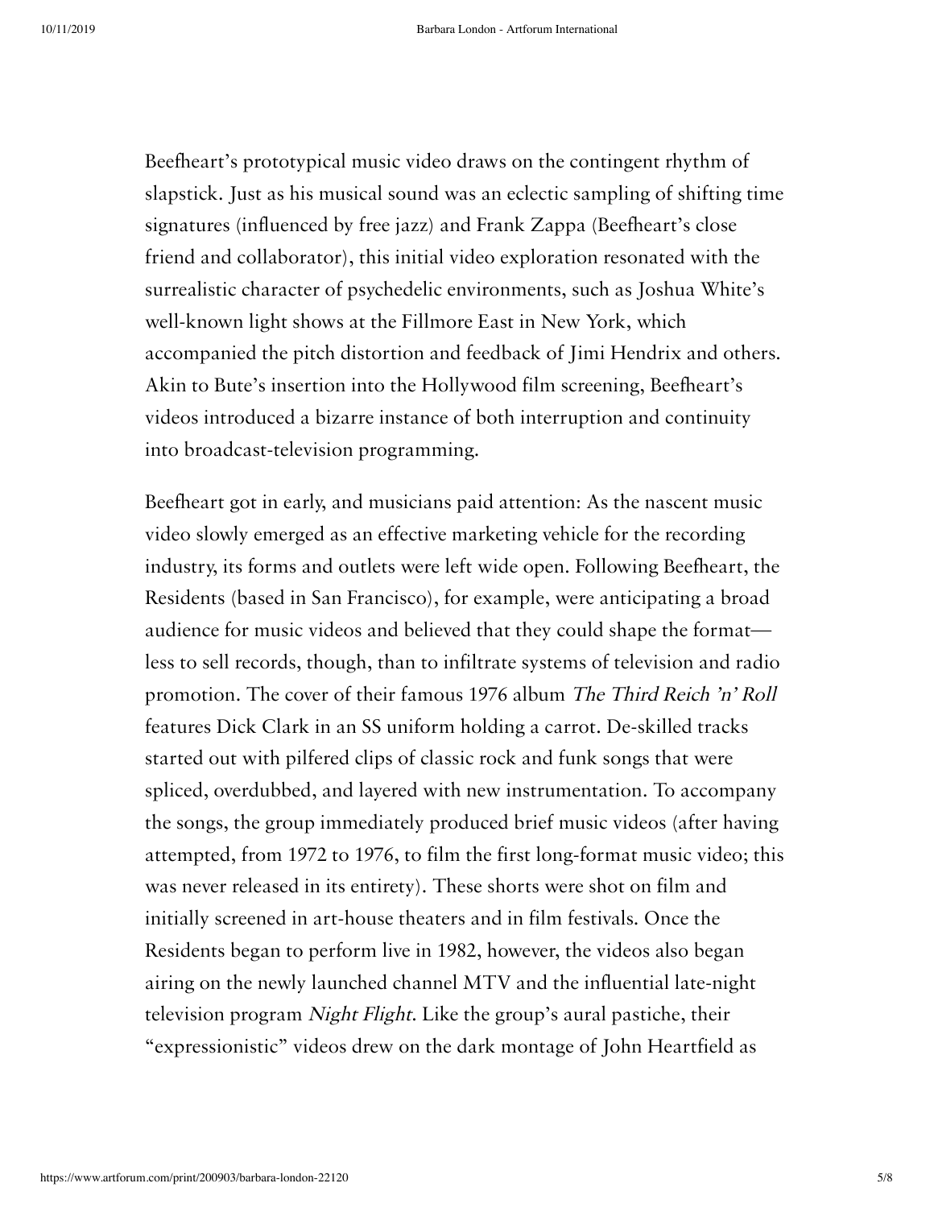Beefheart's prototypical music video draws on the contingent rhythm of slapstick. Just as his musical sound was an eclectic sampling of shifting time signatures (influenced by free jazz) and Frank Zappa (Beefheart's close friend and collaborator), this initial video exploration resonated with the surrealistic character of psychedelic environments, such as Joshua White's well-known light shows at the Fillmore East in New York, which accompanied the pitch distortion and feedback of Jimi Hendrix and others. Akin to Bute's insertion into the Hollywood film screening, Beefheart's videos introduced a bizarre instance of both interruption and continuity into broadcast-television programming.

Beefheart got in early, and musicians paid attention: As the nascent music video slowly emerged as an effective marketing vehicle for the recording industry, its forms and outlets were left wide open. Following Beefheart, the Residents (based in San Francisco), for example, were anticipating a broad audience for music videos and believed that they could shape the format—less to sell records, though, than to infiltrate systems of television and radio promotion. The cover of their famous 1976 album *The Third Reich 'n' Roll* features Dick Clark in an SS uniform holding a carrot. De-skilled tracks started out with pilfered clips of classic rock and funk songs that were spliced, overdubbed, and layered with new instrumentation. To accompany the songs, the group immediately produced brief music videos (after having attempted, from 1972 to 1976, to film the first long-format music video; this was never released in its entirety). These shorts were shot on film and initially screened in art-house theaters and in film festivals. Once the Residents began to perform live in 1982, however, the videos also began airing on the newly launched channel MTV and the influential late-night television program *Night Flight*. Like the group's aural pastiche, their "expressionistic" videos drew on the dark montage of John Heartfield as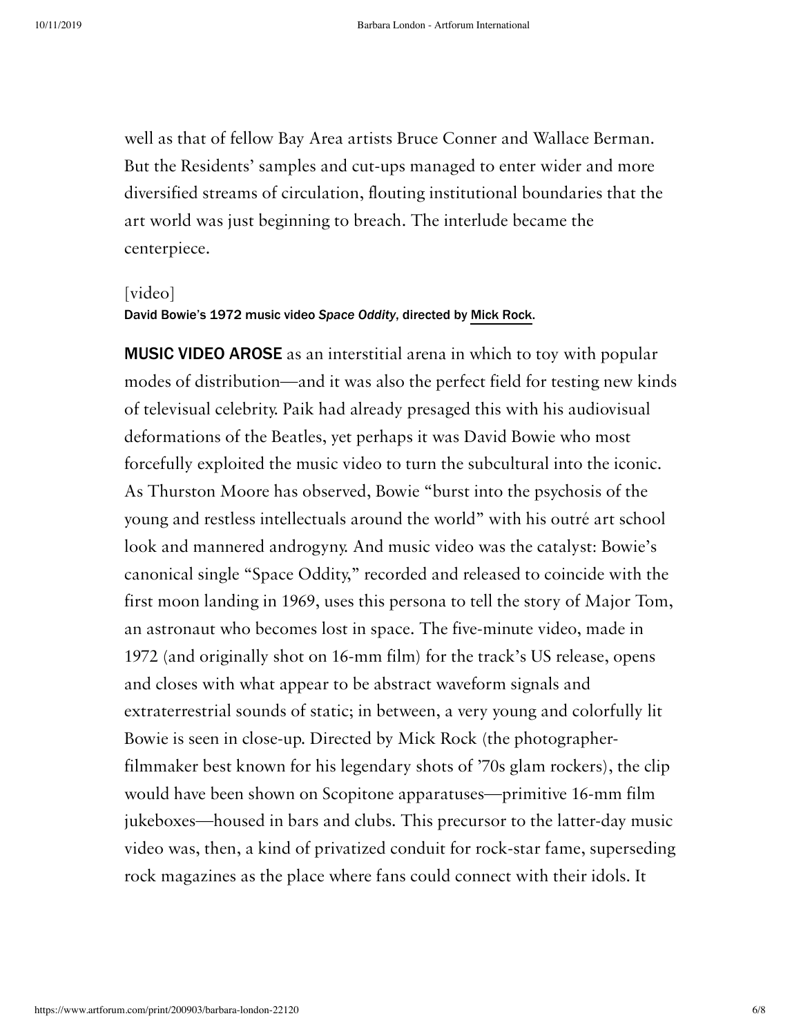well as that of fellow Bay Area artists Bruce Conner and Wallace Berman. But the Residents' samples and cut-ups managed to enter wider and more diversified streams of circulation, flouting institutional boundaries that the art world was just beginning to breach. The interlude became the centerpiece.

[video]

David Bowie's 1972 music video *Space Oddity*, directed by Mick Rock.

**MUSIC VIDEO AROSE** as an interstitial arena in which to toy with popular modes of distribution—and it was also the perfect field for testing new kinds of televisual celebrity. Paik had already presaged this with his audiovisual deformations of the Beatles, yet perhaps it was David Bowie who most forcefully exploited the music video to turn the subcultural into the iconic. As Thurston Moore has observed, Bowie "burst into the psychosis of the young and restless intellectuals around the world" with his outré art school look and mannered androgyny. And music video was the catalyst: Bowie's canonical single "Space Oddity," recorded and released to coincide with the first moon landing in 1969, uses this persona to tell the story of Major Tom, an astronaut who becomes lost in space. The five-minute video, made in 1972 (and originally shot on 16-mm film) for the track's US release, opens and closes with what appear to be abstract waveform signals and extraterrestrial sounds of static; in between, a very young and colorfully lit Bowie is seen in close-up. Directed by Mick Rock (the photographer-filmmaker best known for his legendary shots of '70s glam rockers), the clip would have been shown on Scopitone apparatuses—primitive 16-mm film jukeboxes—housed in bars and clubs. This precursor to the latter-day music video was, then, a kind of privatized conduit for rock-star fame, superseding rock magazines as the place where fans could connect with their idols. It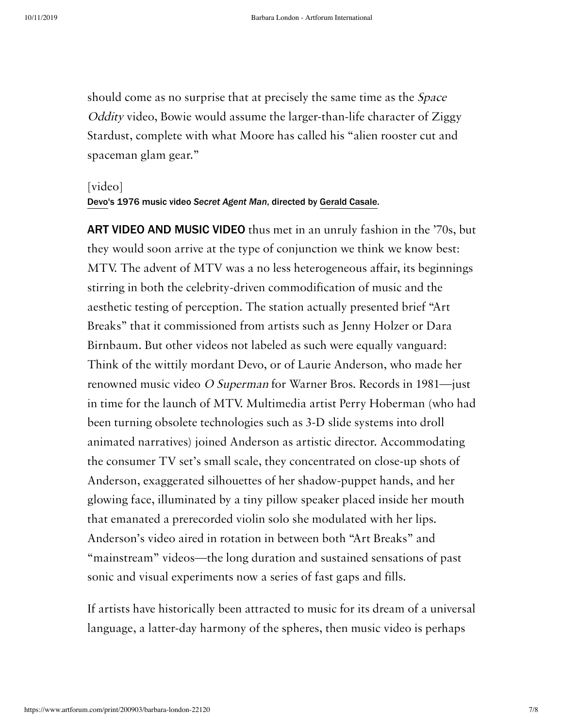should come as no surprise that at precisely the same time as the *Space Oddity* video, Bowie would assume the larger-than-life character of Ziggy Stardust, complete with what Moore has called his "alien rooster cut and spaceman glam gear."

[video]

Devo's 1976 music video *Secret Agent Man*, directed by Gerald Casale.

**ART VIDEO AND MUSIC VIDEO** thus met in an unruly fashion in the '70s, but they would soon arrive at the type of conjunction we think we know best: MTV. The advent of MTV was a no less heterogeneous affair, its beginnings stirring in both the celebrity-driven commodification of music and the aesthetic testing of perception. The station actually presented brief "Art Breaks" that it commissioned from artists such as Jenny Holzer or Dara Birnbaum. But other videos not labeled as such were equally vanguard: Think of the wittily mordant Devo, or of Laurie Anderson, who made her renowned music video *O Superman* for Warner Bros. Records in 1981—just in time for the launch of MTV. Multimedia artist Perry Hoberman (who had been turning obsolete technologies such as 3-D slide systems into droll animated narratives) joined Anderson as artistic director. Accommodating the consumer TV set's small scale, they concentrated on close-up shots of Anderson, exaggerated silhouettes of her shadow-puppet hands, and her glowing face, illuminated by a tiny pillow speaker placed inside her mouth that emanated a prerecorded violin solo she modulated with her lips. Anderson's video aired in rotation in between both "Art Breaks" and "mainstream" videos—the long duration and sustained sensations of past sonic and visual experiments now a series of fast gaps and fills.

If artists have historically been attracted to music for its dream of a universal language, a latter-day harmony of the spheres, then music video is perhaps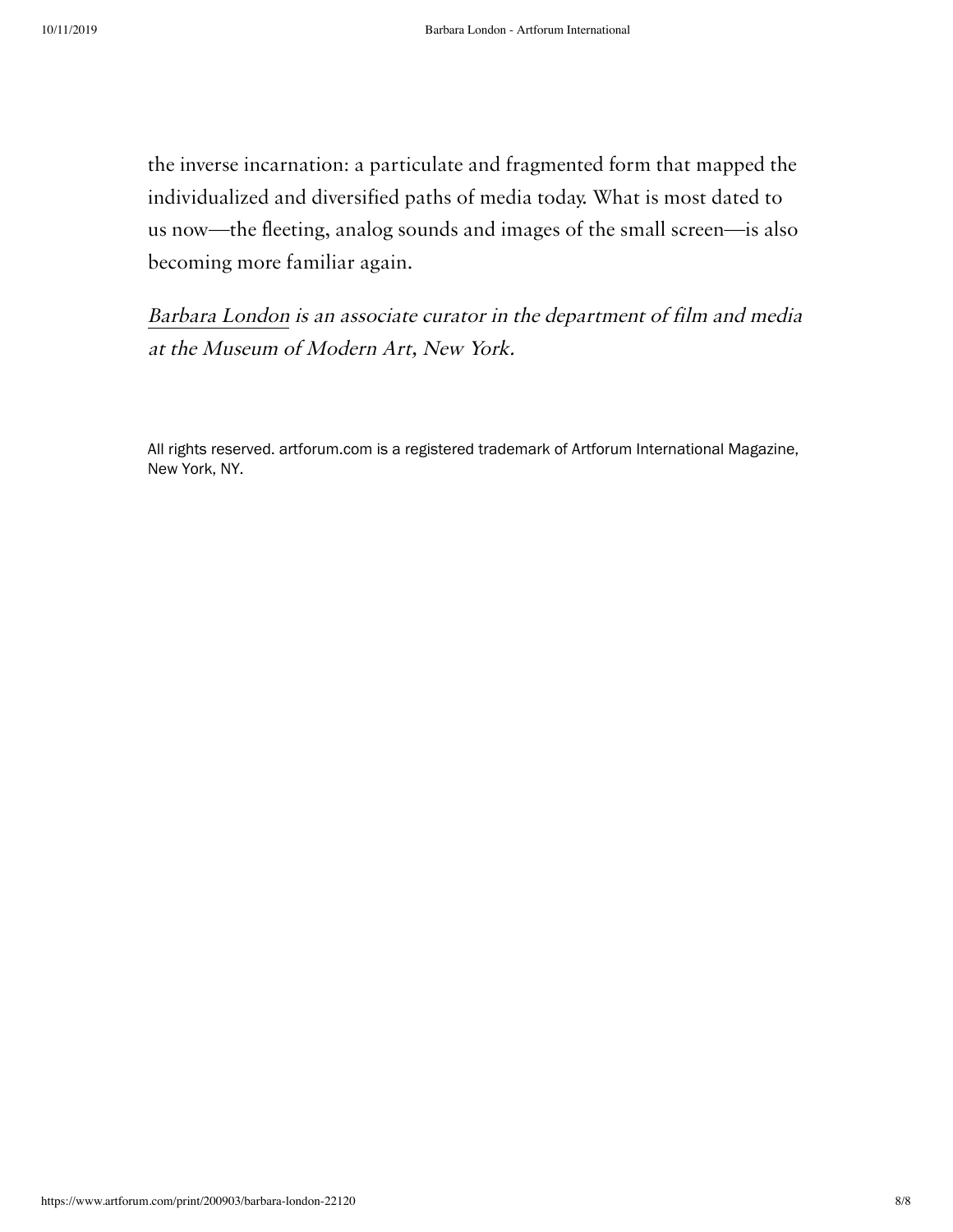the inverse incarnation: a particulate and fragmented form that mapped the individualized and diversified paths of media today. What is most dated to us now—the fleeting, analog sounds and images of the small screen—is also becoming more familiar again.

*Barbara London is an associate curator in the department of film and media at the Museum of Modern Art, New York.*

All rights reserved. artforum.com is a registered trademark of Artforum International Magazine, New York, NY.